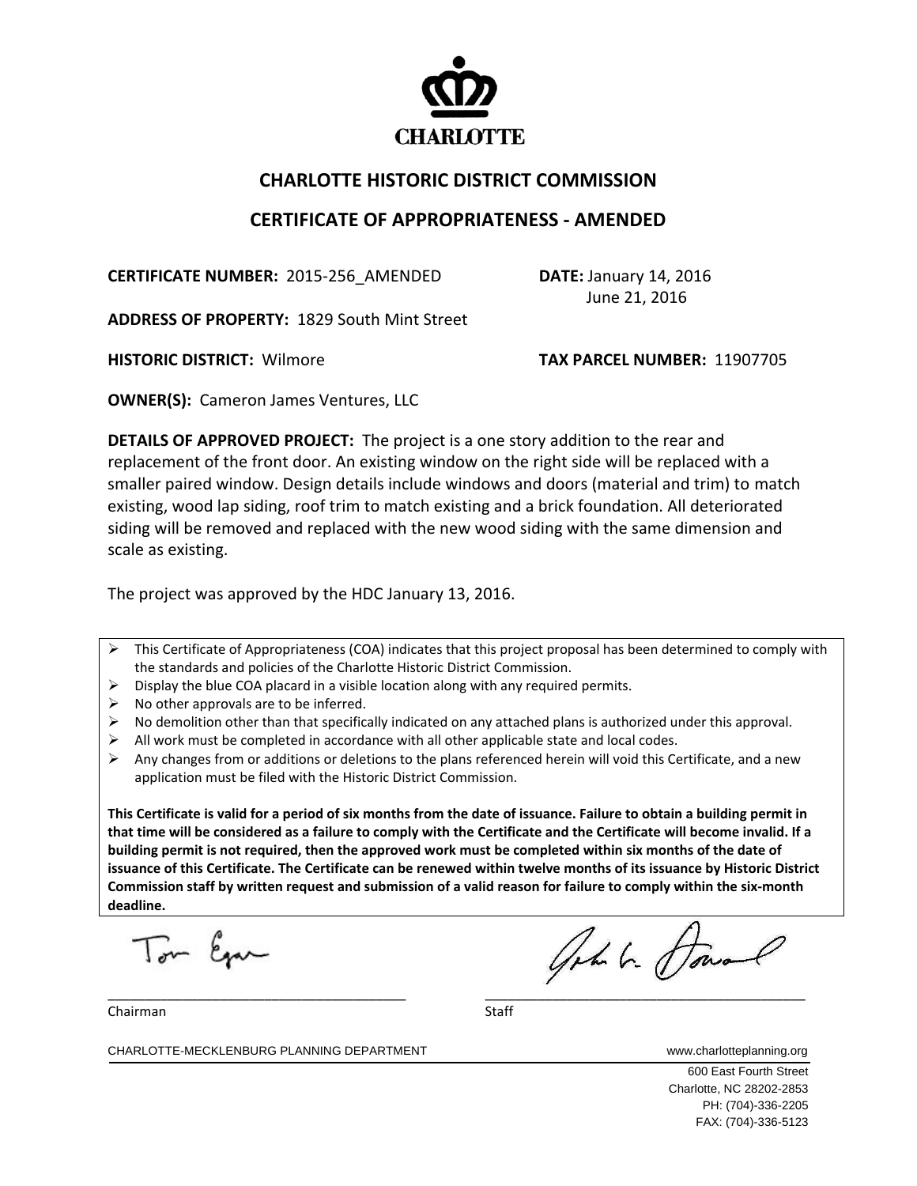CHARLOTTE

# CHARLOTTE HISTORIC DISTRICT COMMISSION

## CERTIFICATE OF APPROPRIATENESS - AMENDED

**CERTIFICATE NUMBER:** 2015-256_AMENDED

**DATE:** January 14, 2016
June 21, 2016

**ADDRESS OF PROPERTY:** 1829 South Mint Street

**HISTORIC DISTRICT:** Wilmore

**TAX PARCEL NUMBER:** 11907705

**OWNER(S):** Cameron James Ventures, LLC

**DETAILS OF APPROVED PROJECT:** The project is a one story addition to the rear and replacement of the front door. An existing window on the right side will be replaced with a smaller paired window. Design details include windows and doors (material and trim) to match existing, wood lap siding, roof trim to match existing and a brick foundation. All deteriorated siding will be removed and replaced with the new wood siding with the same dimension and scale as existing.

The project was approved by the HDC January 13, 2016.

- This Certificate of Appropriateness (COA) indicates that this project proposal has been determined to comply with the standards and policies of the Charlotte Historic District Commission.
- Display the blue COA placard in a visible location along with any required permits.
- No other approvals are to be inferred.
- No demolition other than that specifically indicated on any attached plans is authorized under this approval.
- All work must be completed in accordance with all other applicable state and local codes.
- Any changes from or additions or deletions to the plans referenced herein will void this Certificate, and a new application must be filed with the Historic District Commission.

**This Certificate is valid for a period of six months from the date of issuance. Failure to obtain a building permit in that time will be considered as a failure to comply with the Certificate and the Certificate will become invalid. If a building permit is not required, then the approved work must be completed within six months of the date of issuance of this Certificate. The Certificate can be renewed within twelve months of its issuance by Historic District Commission staff by written request and submission of a valid reason for failure to comply within the six-month deadline.**

Tom Egan
_______________________________________
Chairman

John G. Howard
_______________________________________
Staff

CHARLOTTE-MECKLENBURG PLANNING DEPARTMENT www.charlotteplanning.org

600 East Fourth Street
Charlotte, NC 28202-2853
PH: (704)-336-2205
FAX: (704)-336-5123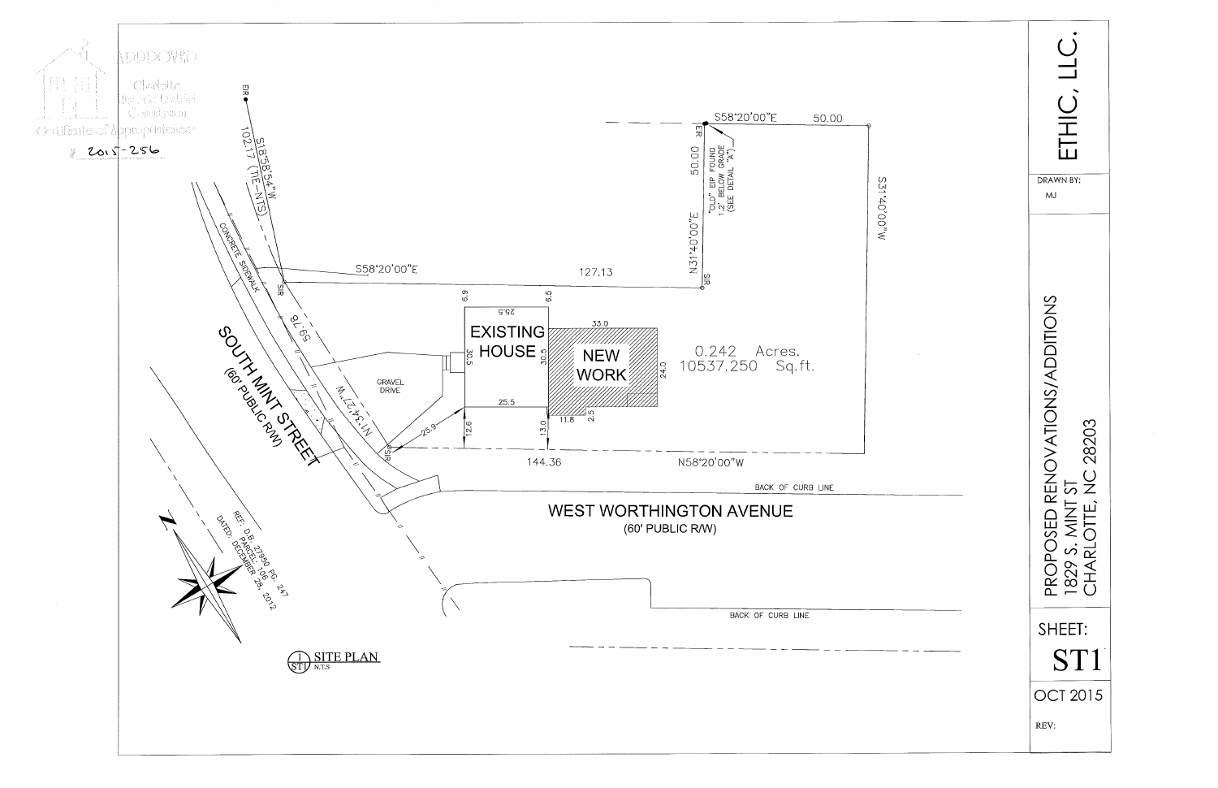APPROVED
Charlotte Historic District Commission
Certificate of Appropriateness
# 2015-256

S18°58'54"W
102.17' (TIE-NTS)

EIP

S58°20'00"E 50.00

EIR

50.00
N31°40'00"E

"OLD" EIP FOUND
1.2' BELOW GRADE
(SEE DETAIL "A")

S31°40'00"W

S58°20'00"E 127.13

SIR

SIR

CONCRETE SIDEWALK

59.78

N1°34'27"W

SOUTH MINT STREET
(60' PUBLIC R/W)

GRAVEL DRIVE

EXISTING HOUSE

25.5
30.5
30.5
25.5
6.9
6.5

NEW WORK

33.0
24.0
11.8
2.5

0.242 Acres.
10537.250 Sq.ft.

25.9
12.6
13.0

SIR

144.36 N58°20'00"W

BACK OF CURB LINE

WEST WORTHINGTON AVENUE
(60' PUBLIC R/W)

BACK OF CURB LINE

N

REF: D.B. 27950 PG. 247
PARCEL: 106
DATED: DECEMBER 28, 2012

1 SITE PLAN
ST1 N.T.S

ETHIC, LLC.

DRAWN BY:
MJ

PROPOSED RENOVATIONS/ADDITIONS
1829 S. MINT ST
CHARLOTTE, NC 28203

SHEET:
ST1

OCT 2015

REV: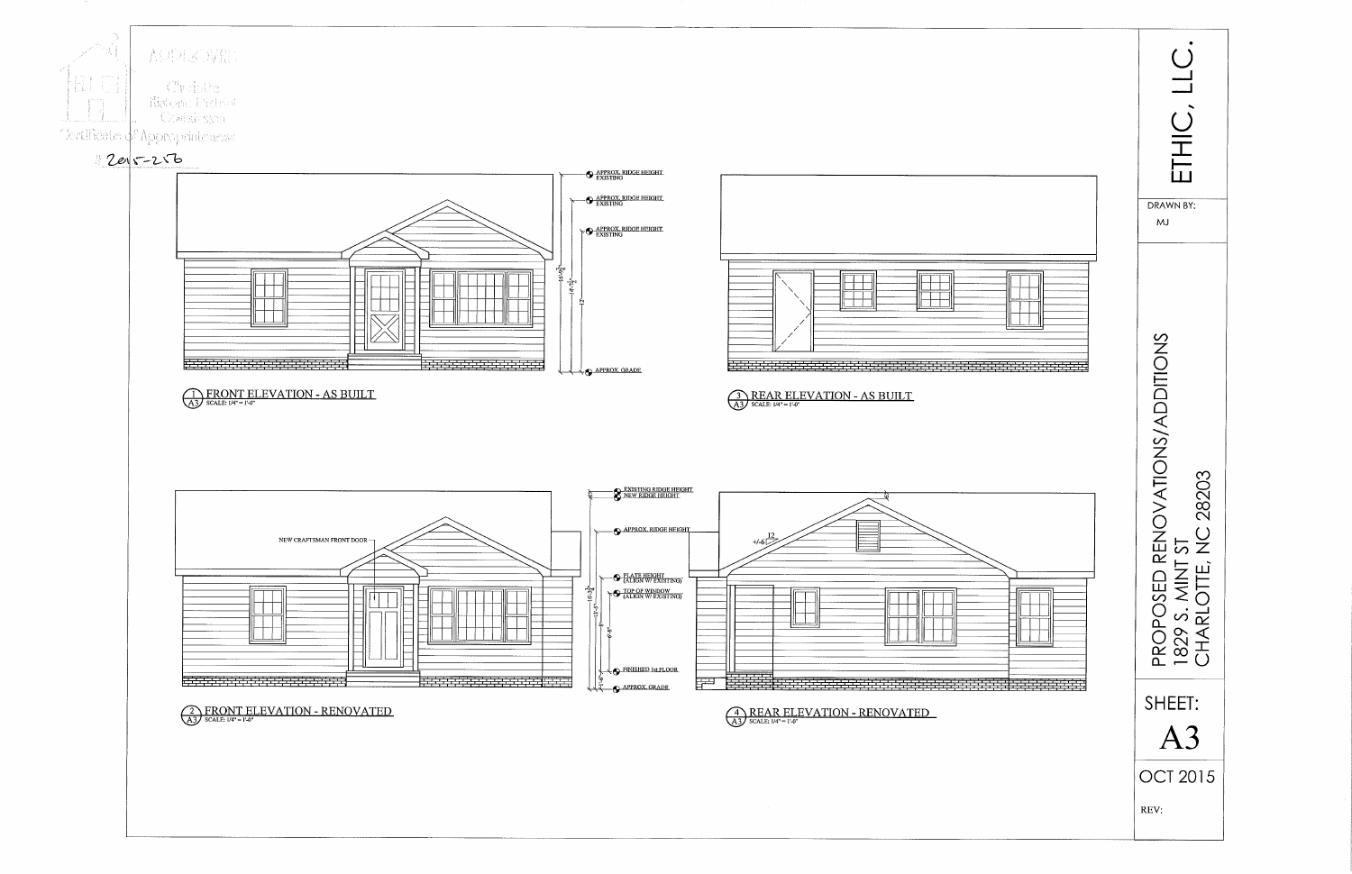APPROVED
Charlotte
Historic District
Commission
Certificate of Appropriateness
#2015-256

APPROX. RIDGE HEIGHT EXISTING

APPROX. RIDGE HEIGHT EXISTING

APPROX. RIDGE HEIGHT EXISTING

APPROX. GRADE

1/A3 FRONT ELEVATION - AS BUILT
SCALE: 1/4" = 1'-0"

3/A3 REAR ELEVATION - AS BUILT
SCALE: 1/4" = 1'-0"

NEW CRAFTSMAN FRONT DOOR

EXISTING RIDGE HEIGHT
NEW RIDGE HEIGHT

APPROX. RIDGE HEIGHT

PLATE HEIGHT (ALIGN W/ EXISTING)

TOP OF WINDOW (ALIGN W/ EXISTING)

FINISHED 1st FLOOR

APPROX. GRADE

+/-6 / 12

2/A3 FRONT ELEVATION - RENOVATED
SCALE: 1/4" = 1'-0"

4/A3 REAR ELEVATION - RENOVATED
SCALE: 1/4" = 1'-0"

ETHIC, LLC.

DRAWN BY:
MJ

PROPOSED RENOVATIONS/ADDITIONS
1829 S. MINT ST
CHARLOTTE, NC 28203

SHEET:
A3

OCT 2015

REV: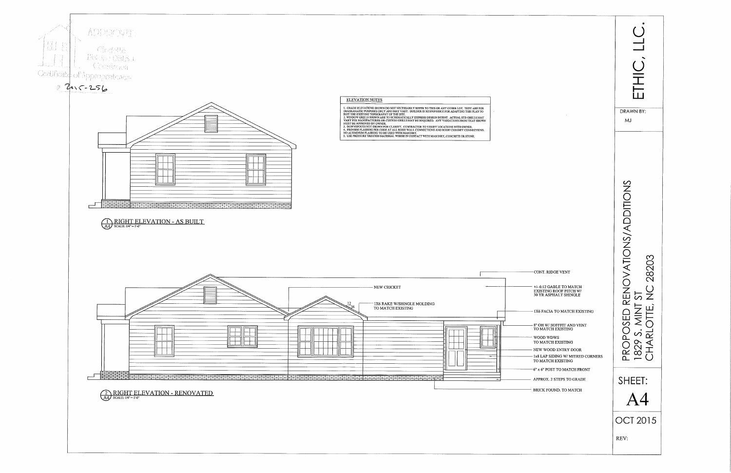APPROVED
Charlotte
Historic District
Commission
Certificate of Appropriateness
# 2015-256

**ELEVATION NOTES**

1. GRADE ELEVATIONS SHOWN DO NOT NECESSARILY REFER TO THIS OR ANY OTHER LOT. THEY ARE FOR DIAGRAMATIC PURPOSES ONLY AND MAY VARY. BUILDER IS RESPONSIBLE FOR ADAPTING THIS PLAN TO SUIT THE EXISTING TOPOGRAPHY OF THE SITE.
2. WINDOW GRILLS SHOWN ARE TO SCHEMATICALLY EXPRESS DESIGN INTENT. ACTUAL STD GRILLS MAY VARY PER MANUFACTURER OR CUSTOM GRILLS MAY BE REQUIRED. ANY VARIATIONS FROM THAT SHOWN MUST BE APPROVED BY OWNER.
3. DOWNSPOUTS NOT SHOWN FOR CLARITY. CONTRACTOR TO VERIFY LOCATIONS WITH OWNER.
4. PROVIDE FLASHING PER CODE AT ALL ROOF/ WALL CONNECTIONS AND ROOF/ CHIMNEY CONNECTIONS. NO ALUMINUM FLASHING TO BE USED WITH MASONRY.
5. USE PRESSURE TREATED MATERIAL WHERE IN CONTACT WITH MASONRY, CONCRETE OR STONE.

1/A4 RIGHT ELEVATION - AS BUILT
SCALE: 1/4" = 1'-0"

- CONT. RIDGE VENT
- NEW CRICKET
- +/- 6:12 GABLE TO MATCH EXISTING ROOF PITCH W/ 30 YR ASPHALT SHINGLE
- 12/16
- 1X6 RAKE W/SHINGLE MOLDING TO MATCH EXISTING
- 1X6 FACIA TO MATCH EXISTING
- 8" OH W/ SOFFFIT AND VENT TO MATCH EXISTING
- WOOD WDWS TO MATCH EXISTING
- NEW WOOD ENTRY DOOR
- 1x8 LAP SIDING W/ MITRED CORNERS TO MATCH EXISTING
- 6" x 6" POST TO MATCH FRONT
- APPROX. 2 STEPS TO GRADE
- BRICK FOUND. TO MATCH

2/A4 RIGHT ELEVATION - RENOVATED
SCALE: 1/4" = 1'-0"

ETHIC, LLC.

DRAWN BY:
MJ

PROPOSED RENOVATIONS/ADDITIONS
1829 S. MINT ST
CHARLOTTE, NC 28203

SHEET:
A4

OCT 2015

REV: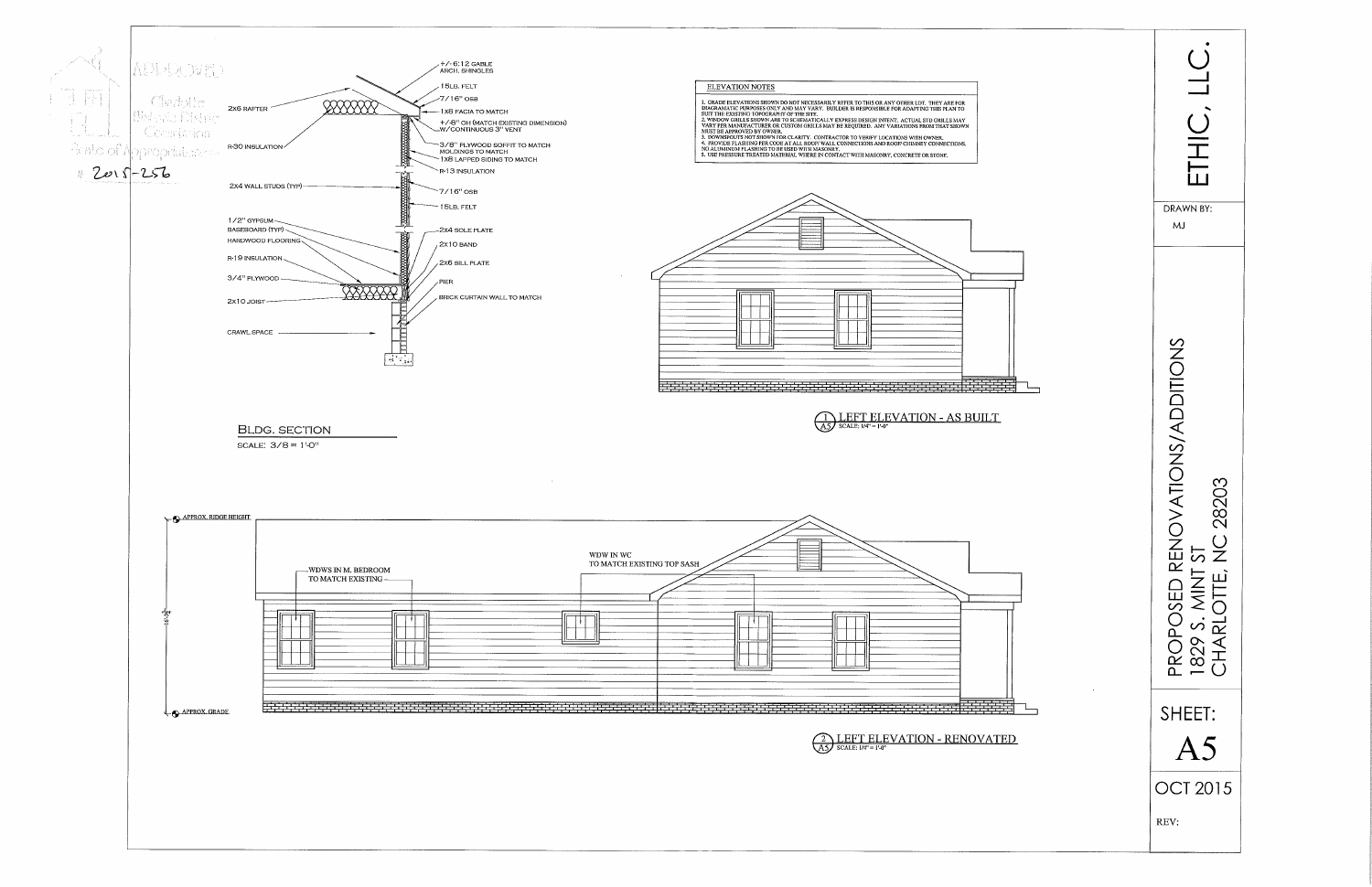APPROVED
Charlotte
Historic District
Commission
Certificate of Appropriateness
# 2015-256

## BLDG. SECTION

SCALE: 3/8 = 1'-0"

- +/-6:12 GABLE ARCH. SHINGLES
- 15LB. FELT
- 7/16" OSB
- 1X8 FACIA TO MATCH
- +/-8" OH (MATCH EXISTING DIMENSION) W/CONTINUOUS 3" VENT
- 3/8" PLYWOOD SOFFIT TO MATCH MOLDINGS TO MATCH
- 1X8 LAPPED SIDING TO MATCH
- R-13 INSULATION
- 7/16" OSB
- 15LB. FELT
- 2X4 SOLE PLATE
- 2X10 BAND
- 2X6 SILL PLATE
- PIER
- BRICK CURTAIN WALL TO MATCH
- 2X6 RAFTER
- R-30 INSULATION
- 2X4 WALL STUDS (TYP)
- 1/2" GYPSUM
- BASEBOARD (TYP)
- HARDWOOD FLOORING
- R-19 INSULATION
- 3/4" PLYWOOD
- 2X10 JOIST
- CRAWL SPACE

## ELEVATION NOTES

1. GRADE ELEVATIONS SHOWN DO NOT NECESSARILY REFER TO THIS OR ANY OTHER LOT. THEY ARE FOR DIAGRAMATIC PURPOSES ONLY AND MAY VARY. BUILDER IS RESPONSIBLE FOR ADAPTING THIS PLAN TO SUIT THE EXISTING TOPOGRAPHY OF THE SITE.
2. WINDOW GRILLS SHOWN ARE TO SCHEMATICALLY EXPRESS DESIGN INTENT. ACTUAL STD GRILLS MAY VARY PER MANUFACTURER OR CUSTOM GRILLS MAY BE REQUIRED. ANY VARIATIONS FROM THAT SHOWN MUST BE APPROVED BY OWNER.
3. DOWNSPOUTS NOT SHOWN FOR CLARITY. CONTRACTOR TO VERIFY LOCATIONS WITH OWNER.
4. PROVIDE FLASHING PER CODE AT ALL ROOF/ WALL CONNECTIONS AND ROOF/ CHIMNEY CONNECTIONS. NO ALUMINUM FLASHING TO BE USED WITH MASONRY.
5. USE PRESSURE TREATED MATERIAL WHERE IN CONTACT WITH MASONRY, CONCRETE OR STONE.

## 1/A5 LEFT ELEVATION - AS BUILT

SCALE: 1/4" = 1'-0"

APPROX. RIDGE HEIGHT

APPROX. GRADE

WDWS IN M. BEDROOM TO MATCH EXISTING

WDW IN WC TO MATCH EXISTING TOP SASH

## 2/A5 LEFT ELEVATION - RENOVATED

SCALE: 1/4" = 1'-0"

ETHIC, LLC.

DRAWN BY: MJ

PROPOSED RENOVATIONS/ADDITIONS
1829 S. MINT ST
CHARLOTTE, NC 28203

SHEET: A5

OCT 2015

REV: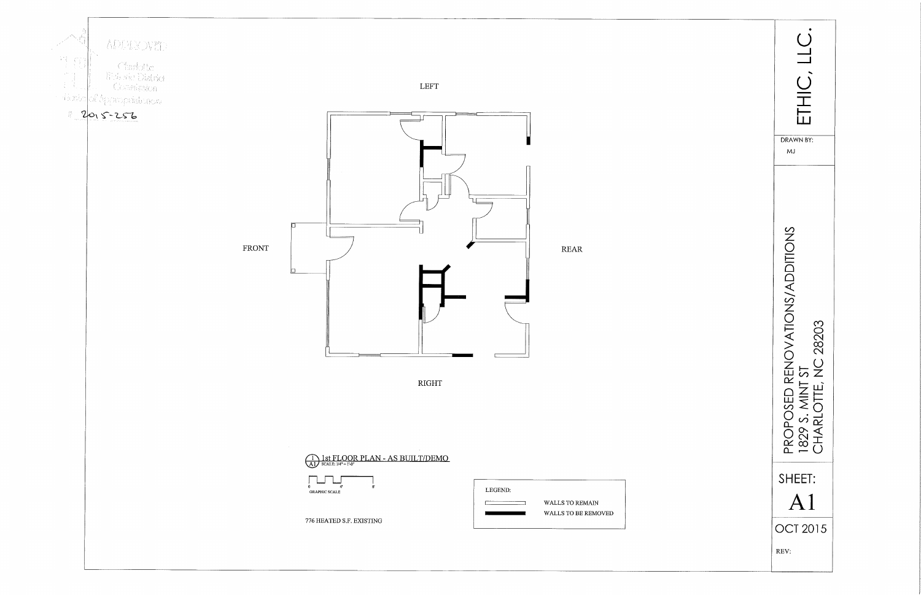APPROVED

Charlotte Historic District Commission

Certificate of Appropriateness

# 2015-256

LEFT

FRONT

REAR

RIGHT

1/A1 1st FLOOR PLAN - AS BUILT/DEMO

SCALE: 1/4" = 1'-0"

0 4' 8'

GRAPHIC SCALE

776 HEATED S.F. EXISTING

LEGEND:

WALLS TO REMAIN

WALLS TO BE REMOVED

ETHIC, LLC.

DRAWN BY:

MJ

PROPOSED RENOVATIONS/ADDITIONS

1829 S. MINT ST

CHARLOTTE, NC 28203

SHEET:

A1

OCT 2015

REV: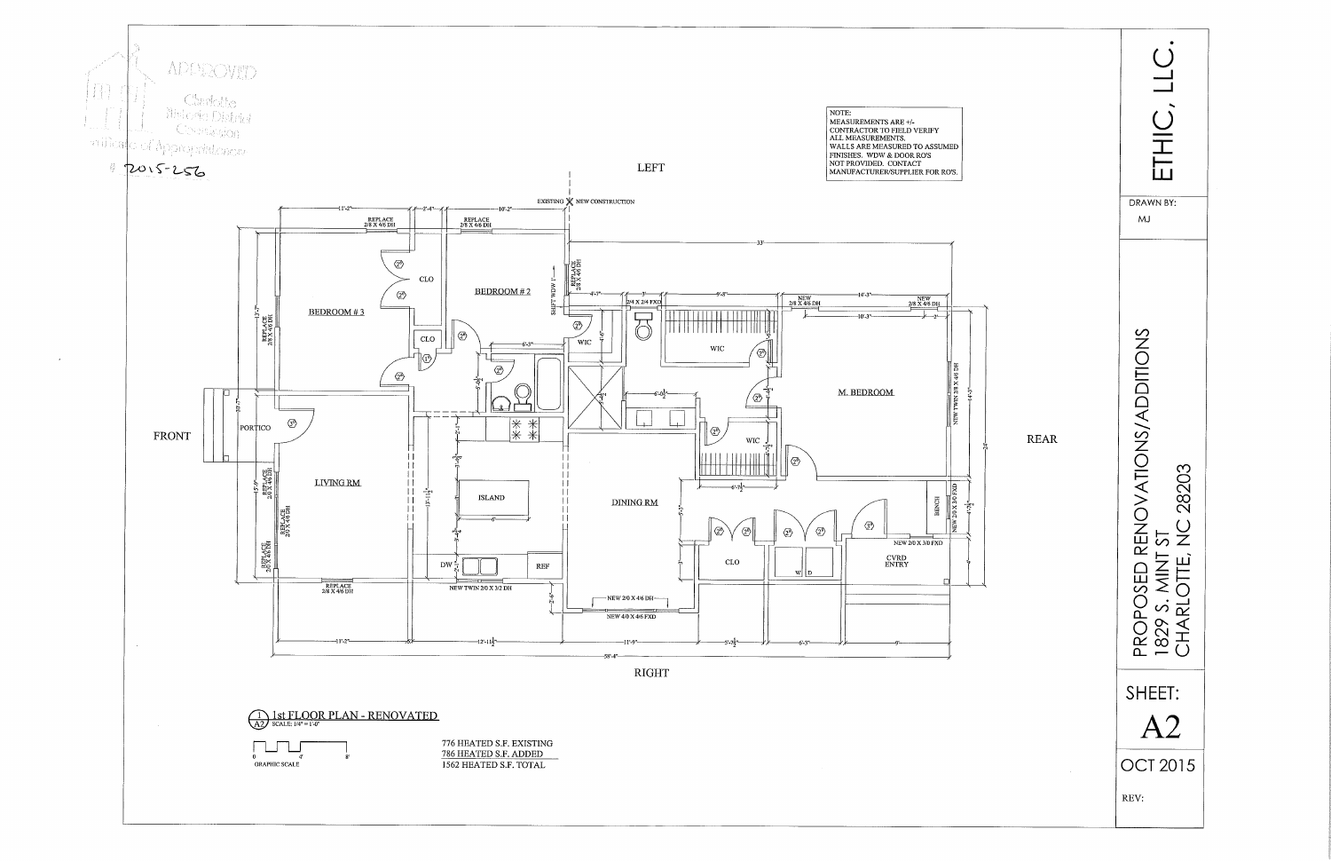APPROVED

Charlotte Historic District Commission

Certificate of Appropriateness

# 2015-256

NOTE:
MEASUREMENTS ARE +/-
CONTRACTOR TO FIELD VERIFY
ALL MEASUREMENTS.
WALLS ARE MEASURED TO ASSUMED
FINISHES. WDW & DOOR RO'S
NOT PROVIDED. CONTACT
MANUFACTURER/SUPPLIER FOR RO'S.

LEFT

FRONT

REAR

RIGHT

EXISTING | NEW CONSTRUCTION

BEDROOM # 3

BEDROOM # 2

M. BEDROOM

LIVING RM

DINING RM

ISLAND

PORTICO

CLO

WIC

DW

REF

W D

CVRD ENTRY

BENCH

REPLACE 2/8 X 4/6 DH

NEW 2/8 X 4/6 DH

NEW TWIN 2/8 X 4/6 DH

NEW TWIN 2/0 X 3/2 DH

NEW 2/0 X 4/6 DH

NEW 4/0 X 4/6 FXD

NEW 2/0 X 3/0 FXD

2/4 X 2/4 FXD

SHIFT WDW 1'

33'

58'-4"

24'

11'-2"

10'-2"

12'-11"

11'-9"

10'-3"

14'-3"

## 1st FLOOR PLAN - RENOVATED

SCALE: 1/4" = 1'-0"

GRAPHIC SCALE 0 4' 8'

776 HEATED S.F. EXISTING
786 HEATED S.F. ADDED
1562 HEATED S.F. TOTAL

ETHIC, LLC.

DRAWN BY: MJ

PROPOSED RENOVATIONS/ADDITIONS
1829 S. MINT ST
CHARLOTTE, NC 28203

SHEET: A2

OCT 2015

REV: